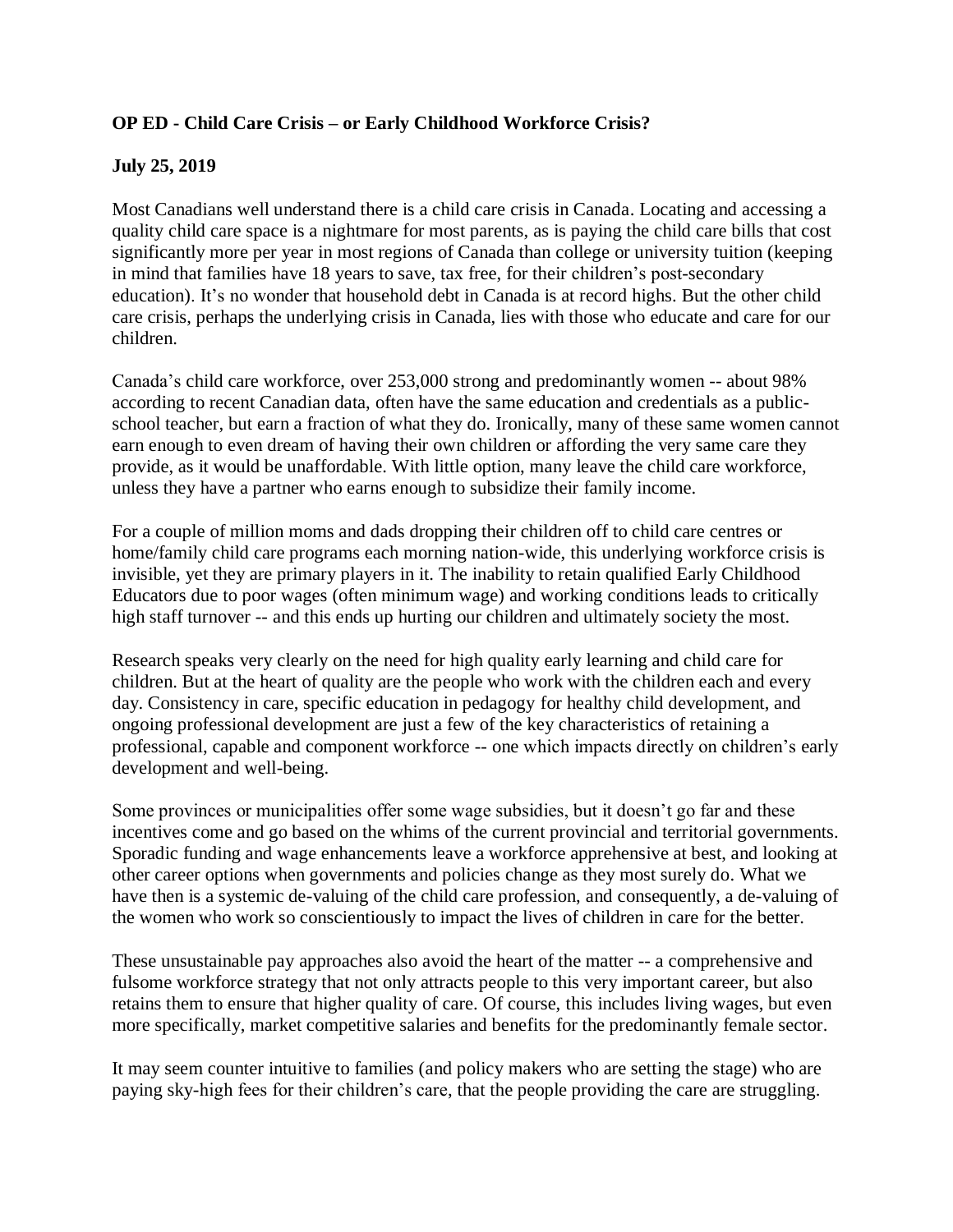**OP ED - Child Care Crisis – or Early Childhood Workforce Crisis?**

**July 25, 2019**

Most Canadians well understand there is a child care crisis in Canada. Locating and accessing a quality child care space is a nightmare for most parents, as is paying the child care bills that cost significantly more per year in most regions of Canada than college or university tuition (keeping in mind that families have 18 years to save, tax free, for their children's post-secondary education). It's no wonder that household debt in Canada is at record highs. But the other child care crisis, perhaps the underlying crisis in Canada, lies with those who educate and care for our children.

Canada's child care workforce, over 253,000 strong and predominantly women -- about 98% according to recent Canadian data, often have the same education and credentials as a public-school teacher, but earn a fraction of what they do. Ironically, many of these same women cannot earn enough to even dream of having their own children or affording the very same care they provide, as it would be unaffordable. With little option, many leave the child care workforce, unless they have a partner who earns enough to subsidize their family income.

For a couple of million moms and dads dropping their children off to child care centres or home/family child care programs each morning nation-wide, this underlying workforce crisis is invisible, yet they are primary players in it. The inability to retain qualified Early Childhood Educators due to poor wages (often minimum wage) and working conditions leads to critically high staff turnover -- and this ends up hurting our children and ultimately society the most.

Research speaks very clearly on the need for high quality early learning and child care for children. But at the heart of quality are the people who work with the children each and every day. Consistency in care, specific education in pedagogy for healthy child development, and ongoing professional development are just a few of the key characteristics of retaining a professional, capable and component workforce -- one which impacts directly on children's early development and well-being.

Some provinces or municipalities offer some wage subsidies, but it doesn't go far and these incentives come and go based on the whims of the current provincial and territorial governments. Sporadic funding and wage enhancements leave a workforce apprehensive at best, and looking at other career options when governments and policies change as they most surely do. What we have then is a systemic de-valuing of the child care profession, and consequently, a de-valuing of the women who work so conscientiously to impact the lives of children in care for the better.

These unsustainable pay approaches also avoid the heart of the matter -- a comprehensive and fulsome workforce strategy that not only attracts people to this very important career, but also retains them to ensure that higher quality of care. Of course, this includes living wages, but even more specifically, market competitive salaries and benefits for the predominantly female sector.

It may seem counter intuitive to families (and policy makers who are setting the stage) who are paying sky-high fees for their children's care, that the people providing the care are struggling.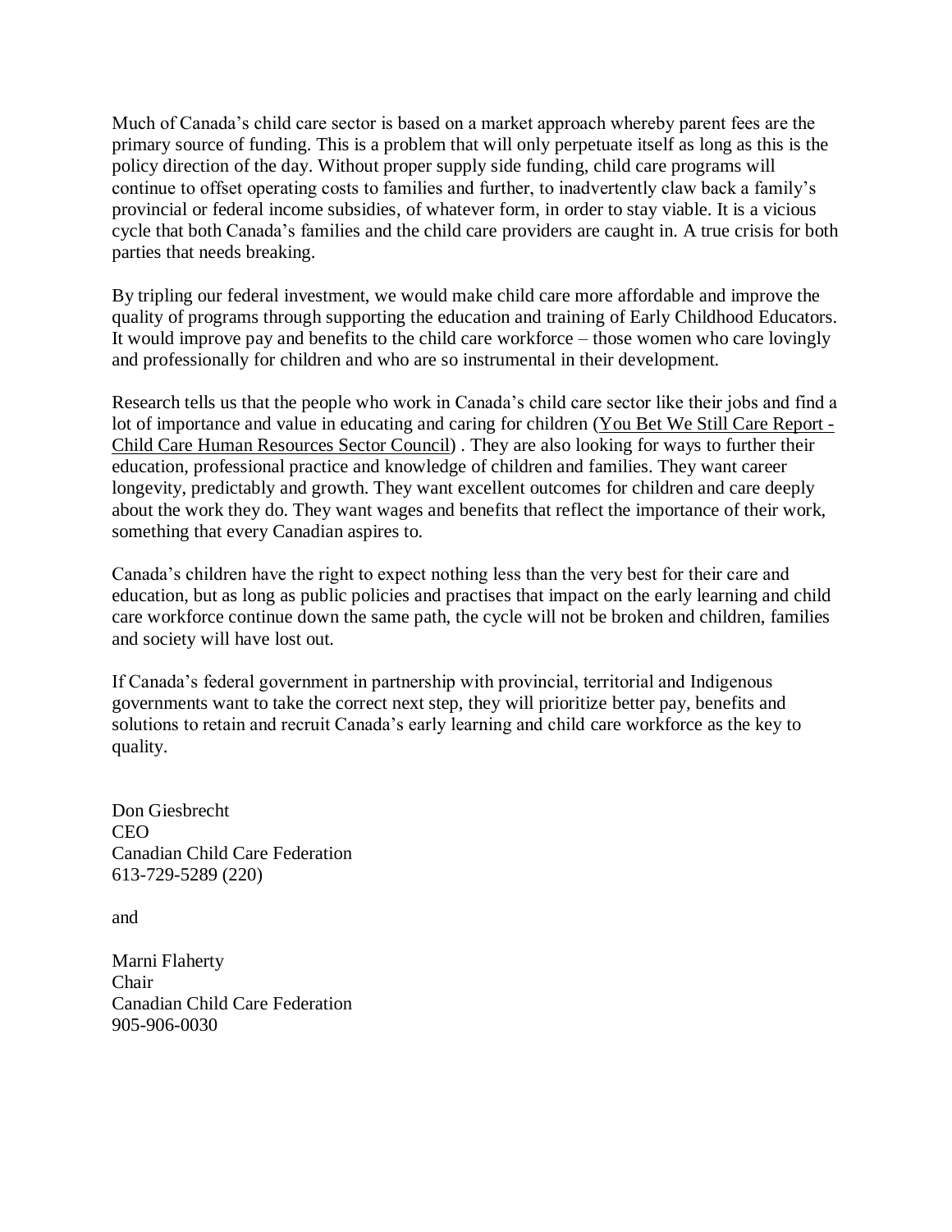Much of Canada's child care sector is based on a market approach whereby parent fees are the primary source of funding. This is a problem that will only perpetuate itself as long as this is the policy direction of the day. Without proper supply side funding, child care programs will continue to offset operating costs to families and further, to inadvertently claw back a family's provincial or federal income subsidies, of whatever form, in order to stay viable. It is a vicious cycle that both Canada's families and the child care providers are caught in. A true crisis for both parties that needs breaking.

By tripling our federal investment, we would make child care more affordable and improve the quality of programs through supporting the education and training of Early Childhood Educators. It would improve pay and benefits to the child care workforce – those women who care lovingly and professionally for children and who are so instrumental in their development.

Research tells us that the people who work in Canada's child care sector like their jobs and find a lot of importance and value in educating and caring for children (You Bet We Still Care Report - Child Care Human Resources Sector Council) . They are also looking for ways to further their education, professional practice and knowledge of children and families. They want career longevity, predictably and growth. They want excellent outcomes for children and care deeply about the work they do. They want wages and benefits that reflect the importance of their work, something that every Canadian aspires to.

Canada's children have the right to expect nothing less than the very best for their care and education, but as long as public policies and practises that impact on the early learning and child care workforce continue down the same path, the cycle will not be broken and children, families and society will have lost out.

If Canada's federal government in partnership with provincial, territorial and Indigenous governments want to take the correct next step, they will prioritize better pay, benefits and solutions to retain and recruit Canada's early learning and child care workforce as the key to quality.

Don Giesbrecht
CEO
Canadian Child Care Federation
613-729-5289 (220)

and

Marni Flaherty
Chair
Canadian Child Care Federation
905-906-0030